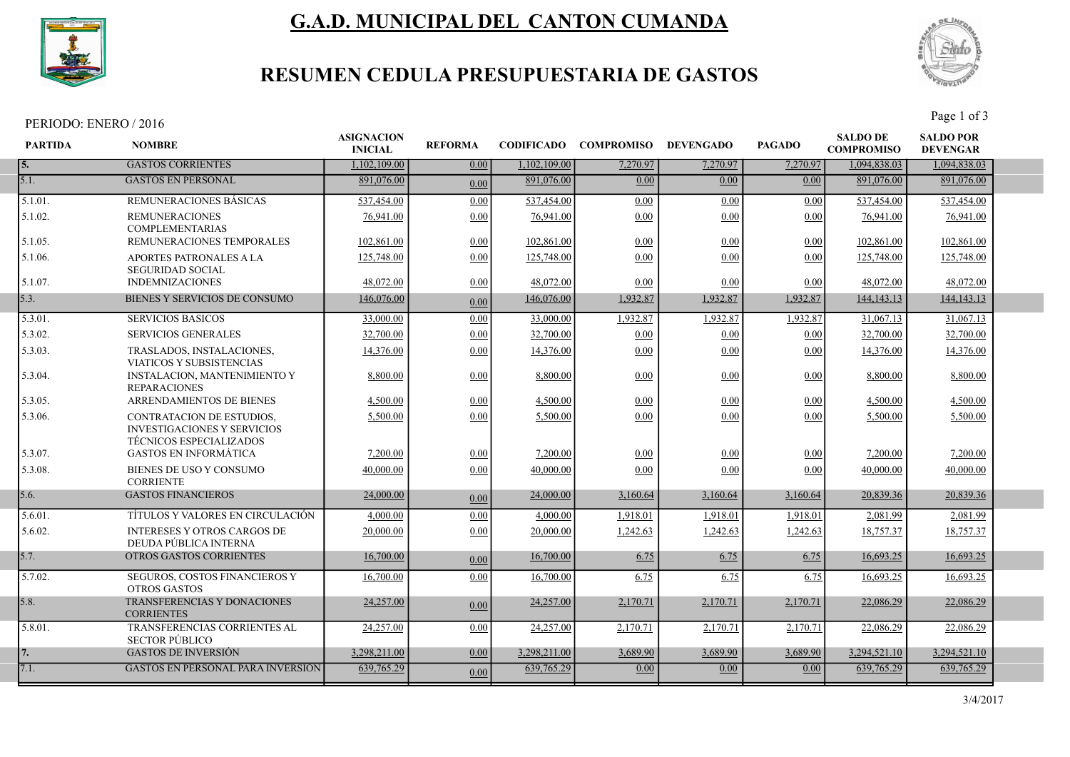# G.A.D. MUNICIPAL DEL CANTON CUMANDA

## RESUMEN CEDULA PRESUPUESTARIA DE GASTOS

PERIODO: ENERO / 2016

| PARTIDA | NOMBRE | ASIGNACION INICIAL | REFORMA | CODIFICADO | COMPROMISO | DEVENGADO | PAGADO | SALDO DE COMPROMISO | SALDO POR DEVENGAR |
|---|---|---|---|---|---|---|---|---|---|
| 5. | GASTOS CORRIENTES | 1,102,109.00 | 0.00 | 1,102,109.00 | 7,270.97 | 7,270.97 | 7,270.97 | 1,094,838.03 | 1,094,838.03 |
| 5.1. | GASTOS EN PERSONAL | 891,076.00 | 0.00 | 891,076.00 | 0.00 | 0.00 | 0.00 | 891,076.00 | 891,076.00 |
| 5.1.01. | REMUNERACIONES BÁSICAS | 537,454.00 | 0.00 | 537,454.00 | 0.00 | 0.00 | 0.00 | 537,454.00 | 537,454.00 |
| 5.1.02. | REMUNERACIONES COMPLEMENTARIAS | 76,941.00 | 0.00 | 76,941.00 | 0.00 | 0.00 | 0.00 | 76,941.00 | 76,941.00 |
| 5.1.05. | REMUNERACIONES TEMPORALES | 102,861.00 | 0.00 | 102,861.00 | 0.00 | 0.00 | 0.00 | 102,861.00 | 102,861.00 |
| 5.1.06. | APORTES PATRONALES A LA SEGURIDAD SOCIAL | 125,748.00 | 0.00 | 125,748.00 | 0.00 | 0.00 | 0.00 | 125,748.00 | 125,748.00 |
| 5.1.07. | INDEMNIZACIONES | 48,072.00 | 0.00 | 48,072.00 | 0.00 | 0.00 | 0.00 | 48,072.00 | 48,072.00 |
| 5.3. | BIENES Y SERVICIOS DE CONSUMO | 146,076.00 | 0.00 | 146,076.00 | 1,932.87 | 1,932.87 | 1,932.87 | 144,143.13 | 144,143.13 |
| 5.3.01. | SERVICIOS BASICOS | 33,000.00 | 0.00 | 33,000.00 | 1,932.87 | 1,932.87 | 1,932.87 | 31,067.13 | 31,067.13 |
| 5.3.02. | SERVICIOS GENERALES | 32,700.00 | 0.00 | 32,700.00 | 0.00 | 0.00 | 0.00 | 32,700.00 | 32,700.00 |
| 5.3.03. | TRASLADOS, INSTALACIONES, VIATICOS Y SUBSISTENCIAS | 14,376.00 | 0.00 | 14,376.00 | 0.00 | 0.00 | 0.00 | 14,376.00 | 14,376.00 |
| 5.3.04. | INSTALACION, MANTENIMIENTO Y REPARACIONES | 8,800.00 | 0.00 | 8,800.00 | 0.00 | 0.00 | 0.00 | 8,800.00 | 8,800.00 |
| 5.3.05. | ARRENDAMIENTOS DE BIENES | 4,500.00 | 0.00 | 4,500.00 | 0.00 | 0.00 | 0.00 | 4,500.00 | 4,500.00 |
| 5.3.06. | CONTRATACION DE ESTUDIOS, INVESTIGACIONES Y SERVICIOS TÉCNICOS ESPECIALIZADOS | 5,500.00 | 0.00 | 5,500.00 | 0.00 | 0.00 | 0.00 | 5,500.00 | 5,500.00 |
| 5.3.07. | GASTOS EN INFORMÁTICA | 7,200.00 | 0.00 | 7,200.00 | 0.00 | 0.00 | 0.00 | 7,200.00 | 7,200.00 |
| 5.3.08. | BIENES DE USO Y CONSUMO CORRIENTE | 40,000.00 | 0.00 | 40,000.00 | 0.00 | 0.00 | 0.00 | 40,000.00 | 40,000.00 |
| 5.6. | GASTOS FINANCIEROS | 24,000.00 | 0.00 | 24,000.00 | 3,160.64 | 3,160.64 | 3,160.64 | 20,839.36 | 20,839.36 |
| 5.6.01. | TÍTULOS Y VALORES EN CIRCULACIÓN | 4,000.00 | 0.00 | 4,000.00 | 1,918.01 | 1,918.01 | 1,918.01 | 2,081.99 | 2,081.99 |
| 5.6.02. | INTERESES Y OTROS CARGOS DE DEUDA PÚBLICA INTERNA | 20,000.00 | 0.00 | 20,000.00 | 1,242.63 | 1,242.63 | 1,242.63 | 18,757.37 | 18,757.37 |
| 5.7. | OTROS GASTOS CORRIENTES | 16,700.00 | 0.00 | 16,700.00 | 6.75 | 6.75 | 6.75 | 16,693.25 | 16,693.25 |
| 5.7.02. | SEGUROS, COSTOS FINANCIEROS Y OTROS GASTOS | 16,700.00 | 0.00 | 16,700.00 | 6.75 | 6.75 | 6.75 | 16,693.25 | 16,693.25 |
| 5.8. | TRANSFERENCIAS Y DONACIONES CORRIENTES | 24,257.00 | 0.00 | 24,257.00 | 2,170.71 | 2,170.71 | 2,170.71 | 22,086.29 | 22,086.29 |
| 5.8.01. | TRANSFERENCIAS CORRIENTES AL SECTOR PÚBLICO | 24,257.00 | 0.00 | 24,257.00 | 2,170.71 | 2,170.71 | 2,170.71 | 22,086.29 | 22,086.29 |
| 7. | GASTOS DE INVERSIÓN | 3,298,211.00 | 0.00 | 3,298,211.00 | 3,689.90 | 3,689.90 | 3,689.90 | 3,294,521.10 | 3,294,521.10 |
| 7.1. | GASTOS EN PERSONAL PARA INVERSION | 639,765.29 | 0.00 | 639,765.29 | 0.00 | 0.00 | 0.00 | 639,765.29 | 639,765.29 |

3/4/2017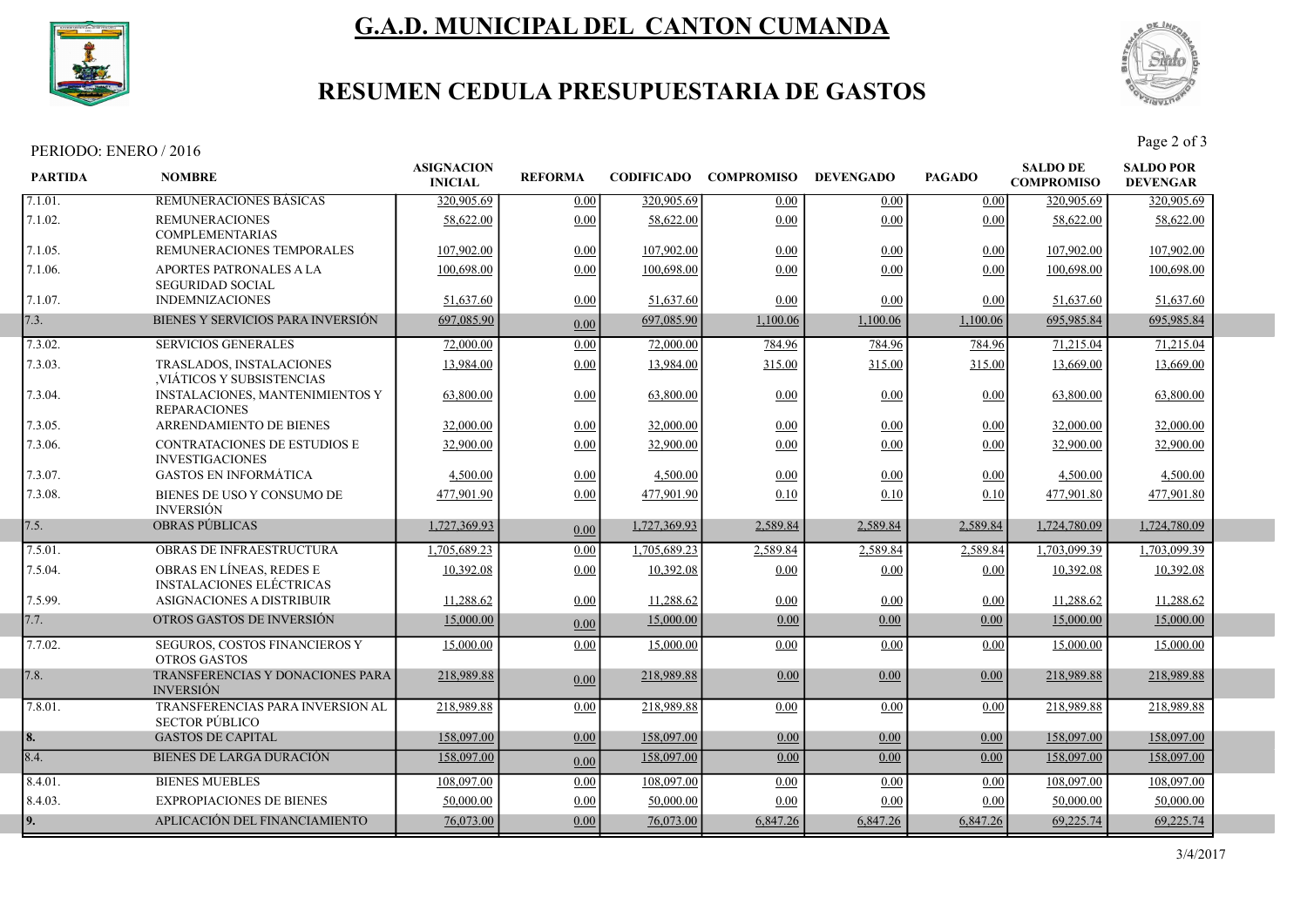# G.A.D. MUNICIPAL DEL CANTON CUMANDA

## RESUMEN CEDULA PRESUPUESTARIA DE GASTOS

PERIODO: ENERO / 2016

| PARTIDA | NOMBRE | ASIGNACION INICIAL | REFORMA | CODIFICADO | COMPROMISO | DEVENGADO | PAGADO | SALDO DE COMPROMISO | SALDO POR DEVENGAR |
|---|---|---|---|---|---|---|---|---|---|
| 7.1.01. | REMUNERACIONES BÁSICAS | 320,905.69 | 0.00 | 320,905.69 | 0.00 | 0.00 | 0.00 | 320,905.69 | 320,905.69 |
| 7.1.02. | REMUNERACIONES COMPLEMENTARIAS | 58,622.00 | 0.00 | 58,622.00 | 0.00 | 0.00 | 0.00 | 58,622.00 | 58,622.00 |
| 7.1.05. | REMUNERACIONES TEMPORALES | 107,902.00 | 0.00 | 107,902.00 | 0.00 | 0.00 | 0.00 | 107,902.00 | 107,902.00 |
| 7.1.06. | APORTES PATRONALES A LA SEGURIDAD SOCIAL | 100,698.00 | 0.00 | 100,698.00 | 0.00 | 0.00 | 0.00 | 100,698.00 | 100,698.00 |
| 7.1.07. | INDEMNIZACIONES | 51,637.60 | 0.00 | 51,637.60 | 0.00 | 0.00 | 0.00 | 51,637.60 | 51,637.60 |
| 7.3. | BIENES Y SERVICIOS PARA INVERSIÓN | 697,085.90 | 0.00 | 697,085.90 | 1,100.06 | 1,100.06 | 1,100.06 | 695,985.84 | 695,985.84 |
| 7.3.02. | SERVICIOS GENERALES | 72,000.00 | 0.00 | 72,000.00 | 784.96 | 784.96 | 784.96 | 71,215.04 | 71,215.04 |
| 7.3.03. | TRASLADOS, INSTALACIONES ,VIÁTICOS Y SUBSISTENCIAS | 13,984.00 | 0.00 | 13,984.00 | 315.00 | 315.00 | 315.00 | 13,669.00 | 13,669.00 |
| 7.3.04. | INSTALACIONES, MANTENIMIENTOS Y REPARACIONES | 63,800.00 | 0.00 | 63,800.00 | 0.00 | 0.00 | 0.00 | 63,800.00 | 63,800.00 |
| 7.3.05. | ARRENDAMIENTO DE BIENES | 32,000.00 | 0.00 | 32,000.00 | 0.00 | 0.00 | 0.00 | 32,000.00 | 32,000.00 |
| 7.3.06. | CONTRATACIONES DE ESTUDIOS E INVESTIGACIONES | 32,900.00 | 0.00 | 32,900.00 | 0.00 | 0.00 | 0.00 | 32,900.00 | 32,900.00 |
| 7.3.07. | GASTOS EN INFORMÁTICA | 4,500.00 | 0.00 | 4,500.00 | 0.00 | 0.00 | 0.00 | 4,500.00 | 4,500.00 |
| 7.3.08. | BIENES DE USO Y CONSUMO DE INVERSIÓN | 477,901.90 | 0.00 | 477,901.90 | 0.10 | 0.10 | 0.10 | 477,901.80 | 477,901.80 |
| 7.5. | OBRAS PÚBLICAS | 1,727,369.93 | 0.00 | 1,727,369.93 | 2,589.84 | 2,589.84 | 2,589.84 | 1,724,780.09 | 1,724,780.09 |
| 7.5.01. | OBRAS DE INFRAESTRUCTURA | 1,705,689.23 | 0.00 | 1,705,689.23 | 2,589.84 | 2,589.84 | 2,589.84 | 1,703,099.39 | 1,703,099.39 |
| 7.5.04. | OBRAS EN LÍNEAS, REDES E INSTALACIONES ELÉCTRICAS | 10,392.08 | 0.00 | 10,392.08 | 0.00 | 0.00 | 0.00 | 10,392.08 | 10,392.08 |
| 7.5.99. | ASIGNACIONES A DISTRIBUIR | 11,288.62 | 0.00 | 11,288.62 | 0.00 | 0.00 | 0.00 | 11,288.62 | 11,288.62 |
| 7.7. | OTROS GASTOS DE INVERSIÓN | 15,000.00 | 0.00 | 15,000.00 | 0.00 | 0.00 | 0.00 | 15,000.00 | 15,000.00 |
| 7.7.02. | SEGUROS, COSTOS FINANCIEROS Y OTROS GASTOS | 15,000.00 | 0.00 | 15,000.00 | 0.00 | 0.00 | 0.00 | 15,000.00 | 15,000.00 |
| 7.8. | TRANSFERENCIAS Y DONACIONES PARA INVERSIÓN | 218,989.88 | 0.00 | 218,989.88 | 0.00 | 0.00 | 0.00 | 218,989.88 | 218,989.88 |
| 7.8.01. | TRANSFERENCIAS PARA INVERSION AL SECTOR PÚBLICO | 218,989.88 | 0.00 | 218,989.88 | 0.00 | 0.00 | 0.00 | 218,989.88 | 218,989.88 |
| 8. | GASTOS DE CAPITAL | 158,097.00 | 0.00 | 158,097.00 | 0.00 | 0.00 | 0.00 | 158,097.00 | 158,097.00 |
| 8.4. | BIENES DE LARGA DURACIÓN | 158,097.00 | 0.00 | 158,097.00 | 0.00 | 0.00 | 0.00 | 158,097.00 | 158,097.00 |
| 8.4.01. | BIENES MUEBLES | 108,097.00 | 0.00 | 108,097.00 | 0.00 | 0.00 | 0.00 | 108,097.00 | 108,097.00 |
| 8.4.03. | EXPROPIACIONES DE BIENES | 50,000.00 | 0.00 | 50,000.00 | 0.00 | 0.00 | 0.00 | 50,000.00 | 50,000.00 |
| 9. | APLICACIÓN DEL FINANCIAMIENTO | 76,073.00 | 0.00 | 76,073.00 | 6,847.26 | 6,847.26 | 6,847.26 | 69,225.74 | 69,225.74 |

3/4/2017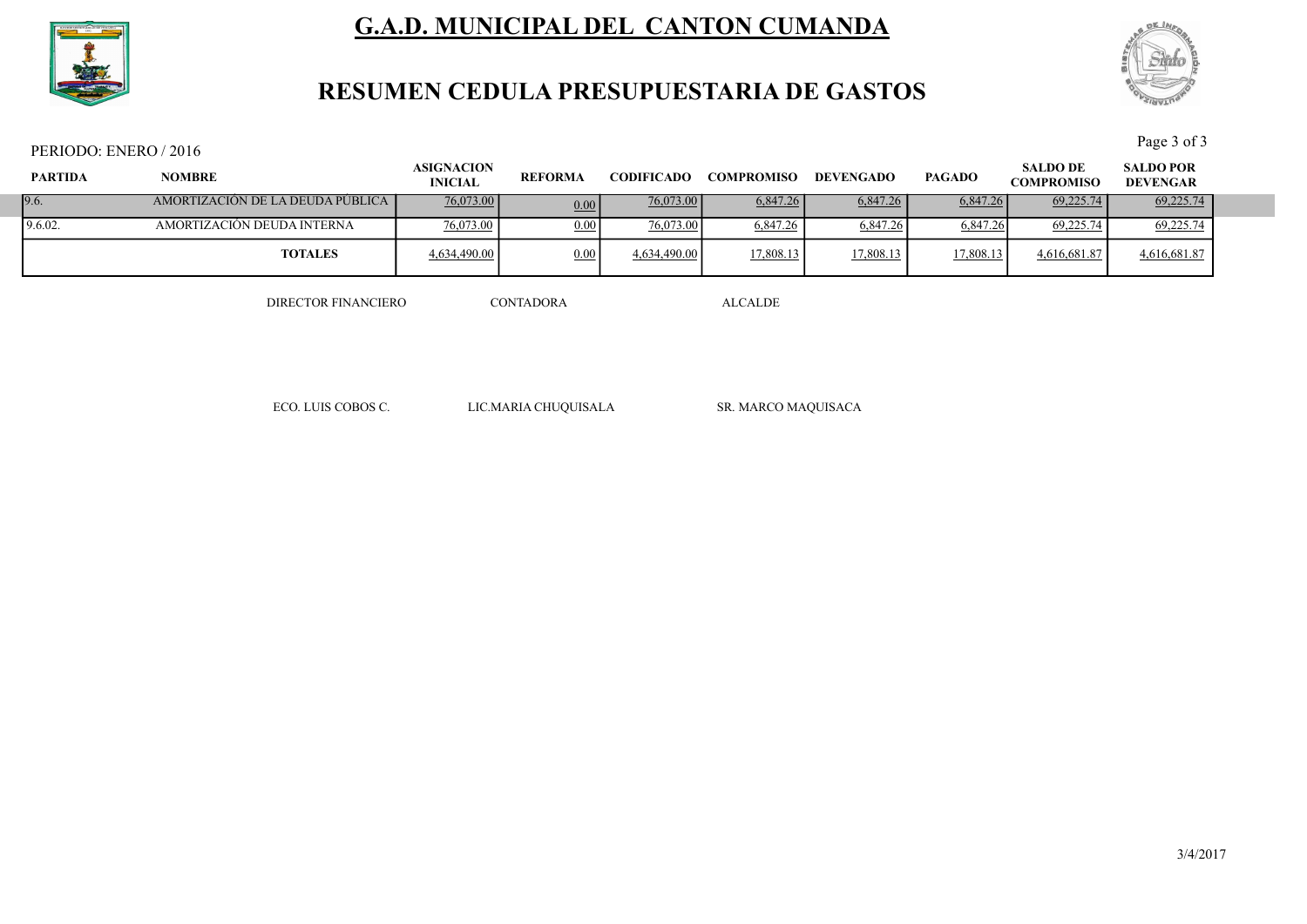# G.A.D. MUNICIPAL DEL CANTON CUMANDA

## RESUMEN CEDULA PRESUPUESTARIA DE GASTOS

PERIODO: ENERO / 2016

| PARTIDA | NOMBRE | ASIGNACION INICIAL | REFORMA | CODIFICADO | COMPROMISO | DEVENGADO | PAGADO | SALDO DE COMPROMISO | SALDO POR DEVENGAR |
|---|---|---|---|---|---|---|---|---|---|
| 9.6. | AMORTIZACIÓN DE LA DEUDA PÚBLICA | 76,073.00 | 0.00 | 76,073.00 | 6,847.26 | 6,847.26 | 6,847.26 | 69,225.74 | 69,225.74 |
| 9.6.02. | AMORTIZACIÓN DEUDA INTERNA | 76,073.00 | 0.00 | 76,073.00 | 6,847.26 | 6,847.26 | 6,847.26 | 69,225.74 | 69,225.74 |
| | **TOTALES** | 4,634,490.00 | 0.00 | 4,634,490.00 | 17,808.13 | 17,808.13 | 17,808.13 | 4,616,681.87 | 4,616,681.87 |

| DIRECTOR FINANCIERO | CONTADORA | ALCALDE |
|---|---|---|
| ECO. LUIS COBOS C. | LIC.MARIA CHUQUISALA | SR. MARCO MAQUISACA |

3/4/2017